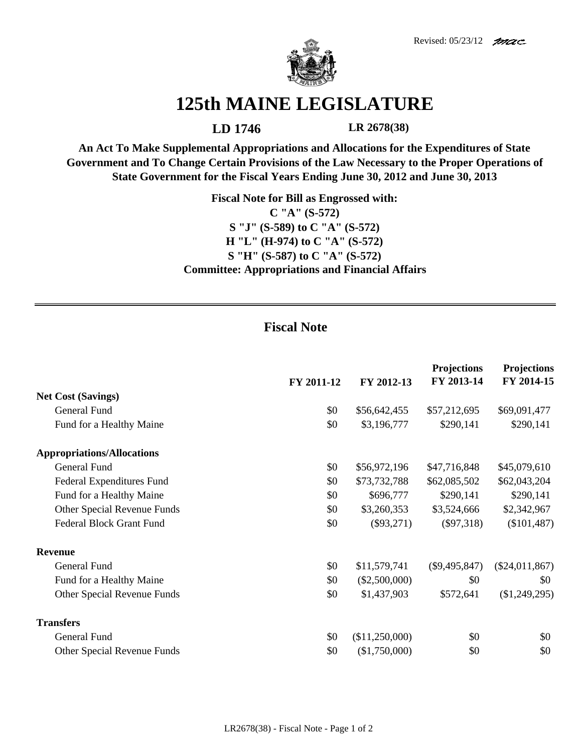Revised: 05/23/12 mac

# 125th MAINE LEGISLATURE

**LD 1746** **LR 2678(38)**

**An Act To Make Supplemental Appropriations and Allocations for the Expenditures of State Government and To Change Certain Provisions of the Law Necessary to the Proper Operations of State Government for the Fiscal Years Ending June 30, 2012 and June 30, 2013**

**Fiscal Note for Bill as Engrossed with:**
**C "A" (S-572)**
**S "J" (S-589) to C "A" (S-572)**
**H "L" (H-974) to C "A" (S-572)**
**S "H" (S-587) to C "A" (S-572)**
**Committee: Appropriations and Financial Affairs**

---

## Fiscal Note

| | FY 2011-12 | FY 2012-13 | Projections FY 2013-14 | Projections FY 2014-15 |
|---|---|---|---|---|
| **Net Cost (Savings)** | | | | |
| General Fund | $0 | $56,642,455 | $57,212,695 | $69,091,477 |
| Fund for a Healthy Maine | $0 | $3,196,777 | $290,141 | $290,141 |
| **Appropriations/Allocations** | | | | |
| General Fund | $0 | $56,972,196 | $47,716,848 | $45,079,610 |
| Federal Expenditures Fund | $0 | $73,732,788 | $62,085,502 | $62,043,204 |
| Fund for a Healthy Maine | $0 | $696,777 | $290,141 | $290,141 |
| Other Special Revenue Funds | $0 | $3,260,353 | $3,524,666 | $2,342,967 |
| Federal Block Grant Fund | $0 | ($93,271) | ($97,318) | ($101,487) |
| **Revenue** | | | | |
| General Fund | $0 | $11,579,741 | ($9,495,847) | ($24,011,867) |
| Fund for a Healthy Maine | $0 | ($2,500,000) | $0 | $0 |
| Other Special Revenue Funds | $0 | $1,437,903 | $572,641 | ($1,249,295) |
| **Transfers** | | | | |
| General Fund | $0 | ($11,250,000) | $0 | $0 |
| Other Special Revenue Funds | $0 | ($1,750,000) | $0 | $0 |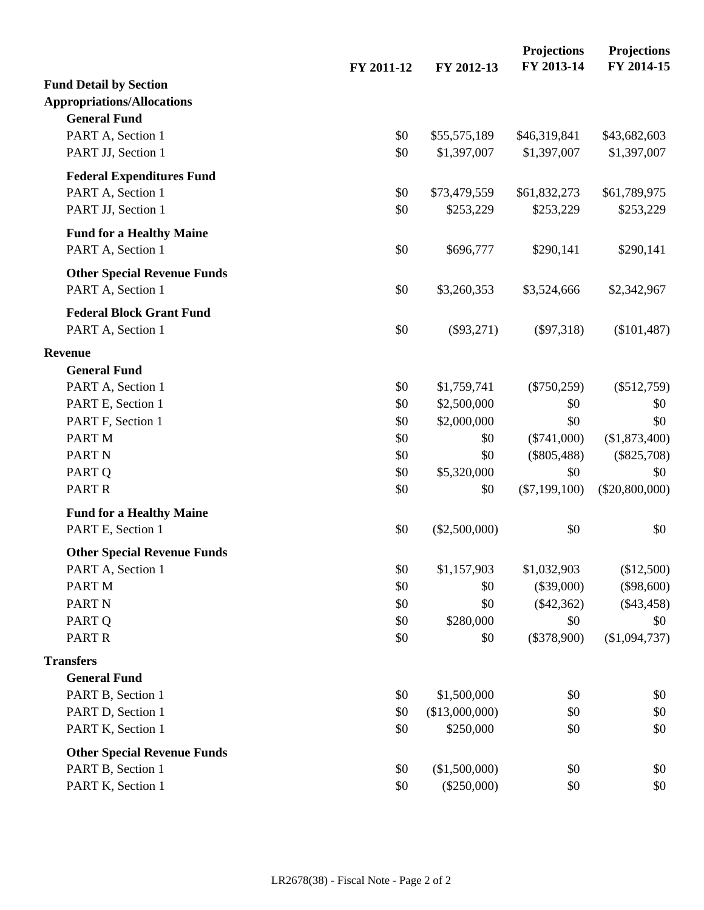| | FY 2011-12 | FY 2012-13 | Projections FY 2013-14 | Projections FY 2014-15 |
|---|---|---|---|---|
| **Fund Detail by Section** | | | | |
| **Appropriations/Allocations** | | | | |
| **General Fund** | | | | |
| PART A, Section 1 | $0 | $55,575,189 | $46,319,841 | $43,682,603 |
| PART JJ, Section 1 | $0 | $1,397,007 | $1,397,007 | $1,397,007 |
| **Federal Expenditures Fund** | | | | |
| PART A, Section 1 | $0 | $73,479,559 | $61,832,273 | $61,789,975 |
| PART JJ, Section 1 | $0 | $253,229 | $253,229 | $253,229 |
| **Fund for a Healthy Maine** | | | | |
| PART A, Section 1 | $0 | $696,777 | $290,141 | $290,141 |
| **Other Special Revenue Funds** | | | | |
| PART A, Section 1 | $0 | $3,260,353 | $3,524,666 | $2,342,967 |
| **Federal Block Grant Fund** | | | | |
| PART A, Section 1 | $0 | ($93,271) | ($97,318) | ($101,487) |
| **Revenue** | | | | |
| **General Fund** | | | | |
| PART A, Section 1 | $0 | $1,759,741 | ($750,259) | ($512,759) |
| PART E, Section 1 | $0 | $2,500,000 | $0 | $0 |
| PART F, Section 1 | $0 | $2,000,000 | $0 | $0 |
| PART M | $0 | $0 | ($741,000) | ($1,873,400) |
| PART N | $0 | $0 | ($805,488) | ($825,708) |
| PART Q | $0 | $5,320,000 | $0 | $0 |
| PART R | $0 | $0 | ($7,199,100) | ($20,800,000) |
| **Fund for a Healthy Maine** | | | | |
| PART E, Section 1 | $0 | ($2,500,000) | $0 | $0 |
| **Other Special Revenue Funds** | | | | |
| PART A, Section 1 | $0 | $1,157,903 | $1,032,903 | ($12,500) |
| PART M | $0 | $0 | ($39,000) | ($98,600) |
| PART N | $0 | $0 | ($42,362) | ($43,458) |
| PART Q | $0 | $280,000 | $0 | $0 |
| PART R | $0 | $0 | ($378,900) | ($1,094,737) |
| **Transfers** | | | | |
| **General Fund** | | | | |
| PART B, Section 1 | $0 | $1,500,000 | $0 | $0 |
| PART D, Section 1 | $0 | ($13,000,000) | $0 | $0 |
| PART K, Section 1 | $0 | $250,000 | $0 | $0 |
| **Other Special Revenue Funds** | | | | |
| PART B, Section 1 | $0 | ($1,500,000) | $0 | $0 |
| PART K, Section 1 | $0 | ($250,000) | $0 | $0 |